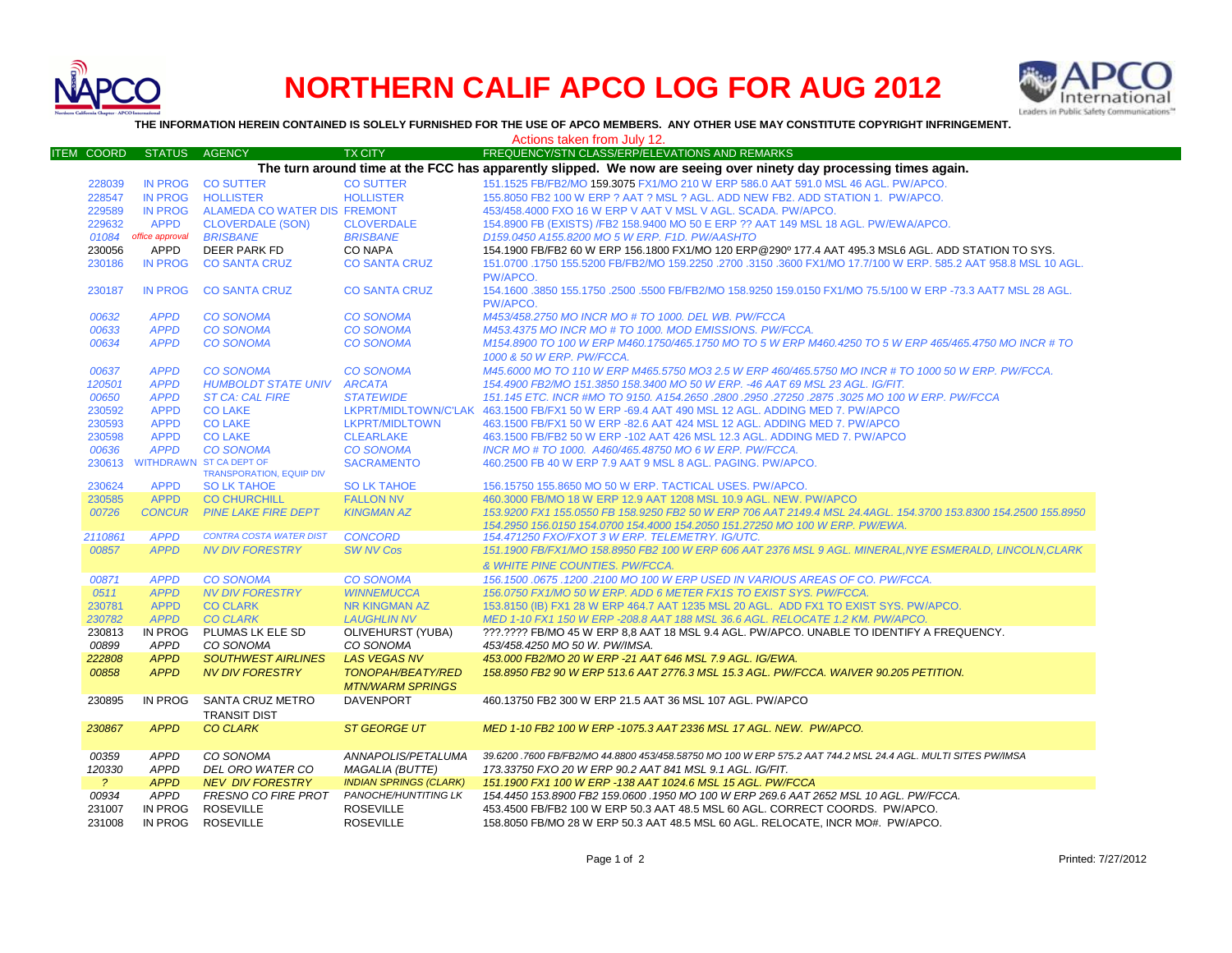# NORTHERN CALIF APCO LOG FOR AUG 2012

**THE INFORMATION HEREIN CONTAINED IS SOLELY FURNISHED FOR THE USE OF APCO MEMBERS. ANY OTHER USE MAY CONSTITUTE COPYRIGHT INFRINGEMENT.**

Actions taken from July 12.

| ITEM COORD | STATUS | AGENCY | TX CITY | FREQUENCY/STN CLASS/ERP/ELEVATIONS AND REMARKS |
|---|---|---|---|---|
| | | | | **The turn around time at the FCC has apparently slipped. We now are seeing over ninety day processing times again.** |
| 228039 | IN PROG | CO SUTTER | CO SUTTER | 151.1525 FB/FB2/MO 159.3075 FX1/MO 210 W ERP 586.0 AAT 591.0 MSL 46 AGL. PW/APCO. |
| 228547 | IN PROG | HOLLISTER | HOLLISTER | 155.8050 FB2 100 W ERP ? AAT ? MSL ? AGL. ADD NEW FB2. ADD STATION 1. PW/APCO. |
| 229589 | IN PROG | ALAMEDA CO WATER DIS | FREMONT | 453/458.4000 FXO 16 W ERP V AAT V MSL V AGL. SCADA. PW/APCO. |
| 229632 | APPD | CLOVERDALE (SON) | CLOVERDALE | 154.8900 FB (EXISTS) /FB2 158.9400 MO 50 E ERP ?? AAT 149 MSL 18 AGL. PW/EWA/APCO. |
| 01084 | office approval | BRISBANE | BRISBANE | D159.0450 A155.8200 MO 5 W ERP. F1D. PW/AASHTO |
| 230056 | APPD | DEER PARK FD | CO NAPA | 154.1900 FB/FB2 60 W ERP 156.1800 FX1/MO 120 ERP@290º 177.4 AAT 495.3 MSL6 AGL. ADD STATION TO SYS. |
| 230186 | IN PROG | CO SANTA CRUZ | CO SANTA CRUZ | 151.0700 .1750 155.5200 FB/FB2/MO 159.2250 .2700 .3150 .3600 FX1/MO 17.7/100 W ERP. 585.2 AAT 958.8 MSL 10 AGL. PW/APCO. |
| 230187 | IN PROG | CO SANTA CRUZ | CO SANTA CRUZ | 154.1600 .3850 155.1750 .2500 .5500 FB/FB2/MO 158.9250 159.0150 FX1/MO 75.5/100 W ERP -73.3 AAT7 MSL 28 AGL. PW/APCO. |
| 00632 | APPD | CO SONOMA | CO SONOMA | M453/458.2750 MO INCR MO # TO 1000. DEL WB. PW/FCCA |
| 00633 | APPD | CO SONOMA | CO SONOMA | M453.4375 MO INCR MO # TO 1000. MOD EMISSIONS. PW/FCCA. |
| 00634 | APPD | CO SONOMA | CO SONOMA | M154.8900 TO 100 W ERP M460.1750/465.1750 MO TO 5 W ERP M460.4250 TO 5 W ERP 465/465.4750 MO INCR # TO 1000 & 50 W ERP. PW/FCCA. |
| 00637 | APPD | CO SONOMA | CO SONOMA | M45.6000 MO TO 110 W ERP M465.5750 MO3 2.5 W ERP 460/465.5750 MO INCR # TO 1000 50 W ERP. PW/FCCA. |
| 120501 | APPD | HUMBOLDT STATE UNIV | ARCATA | 154.4900 FB2/MO 151.3850 158.3400 MO 50 W ERP. -46 AAT 69 MSL 23 AGL. IG/FIT. |
| 00650 | APPD | ST CA: CAL FIRE | STATEWIDE | 151.145 ETC. INCR #MO TO 9150. A154.2650 .2800 .2950 .27250 .2875 .3025 MO 100 W ERP. PW/FCCA |
| 230592 | APPD | CO LAKE | LKPRT/MIDLTOWN/C'LAK | 463.1500 FB/FX1 50 W ERP -69.4 AAT 490 MSL 12 AGL. ADDING MED 7. PW/APCO |
| 230593 | APPD | CO LAKE | LKPRT/MIDLTOWN | 463.1500 FB/FX1 50 W ERP -82.6 AAT 424 MSL 12 AGL. ADDING MED 7. PW/APCO |
| 230598 | APPD | CO LAKE | CLEARLAKE | 463.1500 FB/FB2 50 W ERP -102 AAT 426 MSL 12.3 AGL. ADDING MED 7. PW/APCO |
| 00636 | APPD | CO SONOMA | CO SONOMA | INCR MO # TO 1000. A460/465.48750 MO 6 W ERP. PW/FCCA. |
| 230613 | WITHDRAWN | ST CA DEPT OF TRANSPORATION, EQUIP DIV | SACRAMENTO | 460.2500 FB 40 W ERP 7.9 AAT 9 MSL 8 AGL. PAGING. PW/APCO. |
| 230624 | APPD | SO LK TAHOE | SO LK TAHOE | 156.15750 155.8650 MO 50 W ERP. TACTICAL USES. PW/APCO. |
| 230585 | APPD | CO CHURCHILL | FALLON NV | 460.3000 FB/MO 18 W ERP 12.9 AAT 1208 MSL 10.9 AGL. NEW. PW/APCO |
| 00726 | CONCUR | PINE LAKE FIRE DEPT | KINGMAN AZ | 153.9200 FX1 155.0550 FB 158.9250 FB2 50 W ERP 706 AAT 2149.4 MSL 24.4AGL. 154.3700 153.8300 154.2500 155.8950 154.2950 156.0150 154.0700 154.4000 154.2050 151.27250 MO 100 W ERP. PW/EWA. |
| 2110861 | APPD | CONTRA COSTA WATER DIST | CONCORD | 154.471250 FXO/FXOT 3 W ERP. TELEMETRY. IG/UTC. |
| 00857 | APPD | NV DIV FORESTRY | SW NV Cos | 151.1900 FB/FX1/MO 158.8950 FB2 100 W ERP 606 AAT 2376 MSL 9 AGL. MINERAL,NYE ESMERALD, LINCOLN,CLARK & WHITE PINE COUNTIES. PW/FCCA. |
| 00871 | APPD | CO SONOMA | CO SONOMA | 156.1500 .0675 .1200 .2100 MO 100 W ERP USED IN VARIOUS AREAS OF CO. PW/FCCA. |
| 0511 | APPD | NV DIV FORESTRY | WINNEMUCCA | 156.0750 FX1/MO 50 W ERP. ADD 6 METER FX1S TO EXIST SYS. PW/FCCA. |
| 230781 | APPD | CO CLARK | NR KINGMAN AZ | 153.8150 (IB) FX1 28 W ERP 464.7 AAT 1235 MSL 20 AGL. ADD FX1 TO EXIST SYS. PW/APCO. |
| 230782 | APPD | CO CLARK | LAUGHLIN NV | MED 1-10 FX1 150 W ERP -208.8 AAT 188 MSL 36.6 AGL. RELOCATE 1.2 KM. PW/APCO. |
| 230813 | IN PROG | PLUMAS LK ELE SD | OLIVEHURST (YUBA) | ???.???? FB/MO 45 W ERP 8,8 AAT 18 MSL 9.4 AGL. PW/APCO. UNABLE TO IDENTIFY A FREQUENCY. |
| 00899 | APPD | CO SONOMA | CO SONOMA | 453/458.4250 MO 50 W. PW/IMSA. |
| 222808 | APPD | SOUTHWEST AIRLINES | LAS VEGAS NV | 453.000 FB2/MO 20 W ERP -21 AAT 646 MSL 7.9 AGL. IG/EWA. |
| 00858 | APPD | NV DIV FORESTRY | TONOPAH/BEATY/RED MTN/WARM SPRINGS | 158.8950 FB2 90 W ERP 513.6 AAT 2776.3 MSL 15.3 AGL. PW/FCCA. WAIVER 90.205 PETITION. |
| 230895 | IN PROG | SANTA CRUZ METRO TRANSIT DIST | DAVENPORT | 460.13750 FB2 300 W ERP 21.5 AAT 36 MSL 107 AGL. PW/APCO |
| 230867 | APPD | CO CLARK | ST GEORGE UT | MED 1-10 FB2 100 W ERP -1075.3 AAT 2336 MSL 17 AGL. NEW. PW/APCO. |
| 00359 | APPD | CO SONOMA | ANNAPOLIS/PETALUMA | 39.6200 .7600 FB/FB2/MO 44.8800 453/458.58750 MO 100 W ERP 575.2 AAT 744.2 MSL 24.4 AGL. MULTI SITES PW/IMSA |
| 120330 | APPD | DEL ORO WATER CO | MAGALIA (BUTTE) | 173.33750 FXO 20 W ERP 90.2 AAT 841 MSL 9.1 AGL. IG/FIT. |
| ? | APPD | NEV DIV FORESTRY | INDIAN SPRINGS (CLARK) | 151.1900 FX1 100 W ERP -138 AAT 1024.6 MSL 15 AGL. PW/FCCA |
| 00934 | APPD | FRESNO CO FIRE PROT | PANOCHE/HUNTITING LK | 154.4450 153.8900 FB2 159.0600 .1950 MO 100 W ERP 269.6 AAT 2652 MSL 10 AGL. PW/FCCA. |
| 231007 | IN PROG | ROSEVILLE | ROSEVILLE | 453.4500 FB/FB2 100 W ERP 50.3 AAT 48.5 MSL 60 AGL. CORRECT COORDS. PW/APCO. |
| 231008 | IN PROG | ROSEVILLE | ROSEVILLE | 158.8050 FB/MO 28 W ERP 50.3 AAT 48.5 MSL 60 AGL. RELOCATE, INCR MO#. PW/APCO. |

Printed: 7/27/2012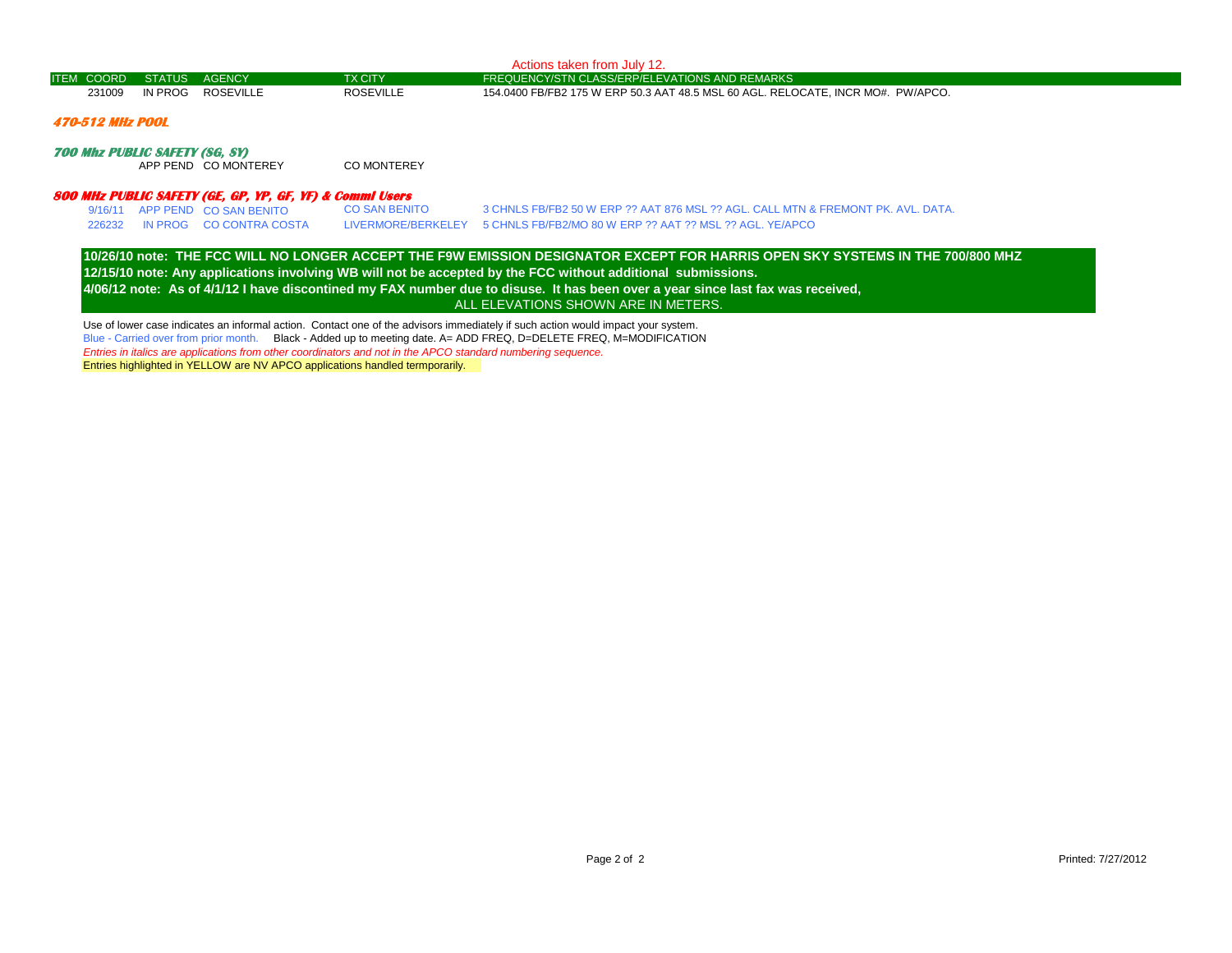Actions taken from July 12.

| ITEM | COORD | STATUS | AGENCY | TX CITY | FREQUENCY/STN CLASS/ERP/ELEVATIONS AND REMARKS |
|---|---|---|---|---|---|
| | 231009 | IN PROG | ROSEVILLE | ROSEVILLE | 154.0400 FB/FB2 175 W ERP 50.3 AAT 48.5 MSL 60 AGL. RELOCATE, INCR MO#. PW/APCO. |

***470-512 MHz POOL***

***700 Mhz PUBLIC SAFETY (SG, SY)***

| ITEM | COORD | STATUS | AGENCY | TX CITY | FREQUENCY/STN CLASS/ERP/ELEVATIONS AND REMARKS |
|---|---|---|---|---|---|
| | | APP PEND | CO MONTEREY | CO MONTEREY | |

***800 MHz PUBLIC SAFETY (GE, GP, YP, GF, YF) & Comml Users***

| ITEM | COORD | STATUS | AGENCY | TX CITY | FREQUENCY/STN CLASS/ERP/ELEVATIONS AND REMARKS |
|---|---|---|---|---|---|
| | 9/16/11 | APP PEND | CO SAN BENITO | CO SAN BENITO | 3 CHNLS FB/FB2 50 W ERP ?? AAT 876 MSL ?? AGL. CALL MTN & FREMONT PK. AVL. DATA. |
| | 226232 | IN PROG | CO CONTRA COSTA | LIVERMORE/BERKELEY | 5 CHNLS FB/FB2/MO 80 W ERP ?? AAT ?? MSL ?? AGL. YE/APCO |

**10/26/10 note: THE FCC WILL NO LONGER ACCEPT THE F9W EMISSION DESIGNATOR EXCEPT FOR HARRIS OPEN SKY SYSTEMS IN THE 700/800 MHZ**

**12/15/10 note: Any applications involving WB will not be accepted by the FCC without additional submissions.**

**4/06/12 note: As of 4/1/12 I have discontined my FAX number due to disuse. It has been over a year since last fax was received,**

ALL ELEVATIONS SHOWN ARE IN METERS.

Use of lower case indicates an informal action. Contact one of the advisors immediately if such action would impact your system.

Blue - Carried over from prior month. Black - Added up to meeting date. A= ADD FREQ, D=DELETE FREQ, M=MODIFICATION

*Entries in italics are applications from other coordinators and not in the APCO standard numbering sequence.*

Entries highlighted in YELLOW are NV APCO applications handled termporarily.

Printed: 7/27/2012